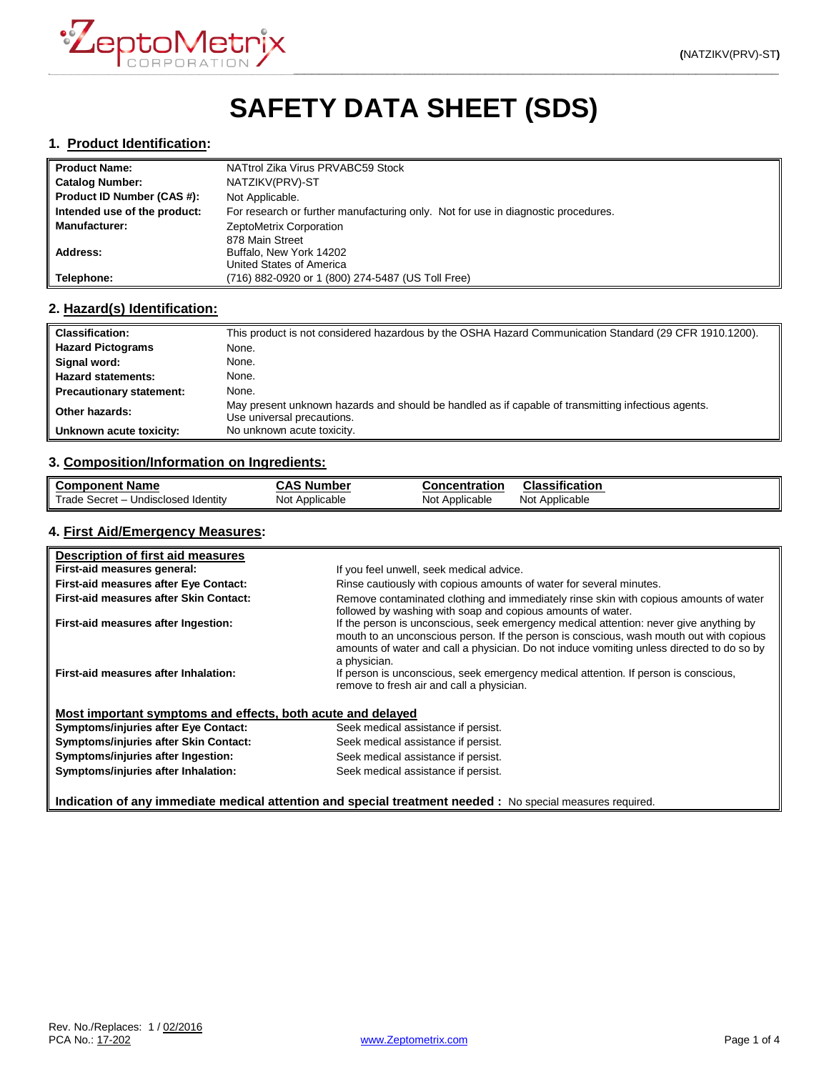# SAFETY DATA SHEET (SDS)

## 1. Product Identification:

| | |
|---|---|
| **Product Name:** | NATtrol Zika Virus PRVABC59 Stock |
| **Catalog Number:** | NATZIKV(PRV)-ST |
| **Product ID Number (CAS #):** | Not Applicable. |
| **Intended use of the product:** | For research or further manufacturing only. Not for use in diagnostic procedures. |
| **Manufacturer:** | ZeptoMetrix Corporation |
| **Address:** | 878 Main Street<br>Buffalo, New York 14202<br>United States of America |
| **Telephone:** | (716) 882-0920 or 1 (800) 274-5487 (US Toll Free) |

## 2. Hazard(s) Identification:

| | |
|---|---|
| **Classification:** | This product is not considered hazardous by the OSHA Hazard Communication Standard (29 CFR 1910.1200). |
| **Hazard Pictograms** | None. |
| **Signal word:** | None. |
| **Hazard statements:** | None. |
| **Precautionary statement:** | None. |
| **Other hazards:** | May present unknown hazards and should be handled as if capable of transmitting infectious agents. Use universal precautions. |
| **Unknown acute toxicity:** | No unknown acute toxicity. |

## 3. Composition/Information on Ingredients:

| Component Name | CAS Number | Concentration | Classification |
|---|---|---|---|
| Trade Secret – Undisclosed Identity | Not Applicable | Not Applicable | Not Applicable |

## 4. First Aid/Emergency Measures:

**Description of first aid measures**

| | |
|---|---|
| **First-aid measures general:** | If you feel unwell, seek medical advice. |
| **First-aid measures after Eye Contact:** | Rinse cautiously with copious amounts of water for several minutes. |
| **First-aid measures after Skin Contact:** | Remove contaminated clothing and immediately rinse skin with copious amounts of water followed by washing with soap and copious amounts of water. |
| **First-aid measures after Ingestion:** | If the person is unconscious, seek emergency medical attention: never give anything by mouth to an unconscious person. If the person is conscious, wash mouth out with copious amounts of water and call a physician. Do not induce vomiting unless directed to do so by a physician. |
| **First-aid measures after Inhalation:** | If person is unconscious, seek emergency medical attention. If person is conscious, remove to fresh air and call a physician. |

**Most important symptoms and effects, both acute and delayed**

| | |
|---|---|
| **Symptoms/injuries after Eye Contact:** | Seek medical assistance if persist. |
| **Symptoms/injuries after Skin Contact:** | Seek medical assistance if persist. |
| **Symptoms/injuries after Ingestion:** | Seek medical assistance if persist. |
| **Symptoms/injuries after Inhalation:** | Seek medical assistance if persist. |

**Indication of any immediate medical attention and special treatment needed :** No special measures required.

Rev. No./Replaces: 1 / 02/2016
PCA No.: 17-202

www.Zeptometrix.com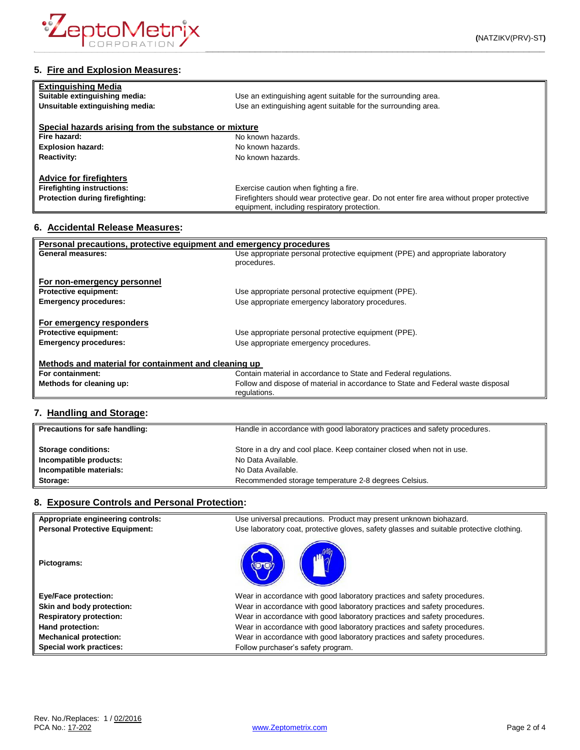## 5. Fire and Explosion Measures:

| **Extinguishing Media** | |
|---|---|
| **Suitable extinguishing media:** | Use an extinguishing agent suitable for the surrounding area. |
| **Unsuitable extinguishing media:** | Use an extinguishing agent suitable for the surrounding area. |
| **Special hazards arising from the substance or mixture** | |
| **Fire hazard:** | No known hazards. |
| **Explosion hazard:** | No known hazards. |
| **Reactivity:** | No known hazards. |
| **Advice for firefighters** | |
| **Firefighting instructions:** | Exercise caution when fighting a fire. |
| **Protection during firefighting:** | Firefighters should wear protective gear. Do not enter fire area without proper protective equipment, including respiratory protection. |

## 6. Accidental Release Measures:

| **Personal precautions, protective equipment and emergency procedures** | |
|---|---|
| **General measures:** | Use appropriate personal protective equipment (PPE) and appropriate laboratory procedures. |
| **For non-emergency personnel** | |
| **Protective equipment:** | Use appropriate personal protective equipment (PPE). |
| **Emergency procedures:** | Use appropriate emergency laboratory procedures. |
| **For emergency responders** | |
| **Protective equipment:** | Use appropriate personal protective equipment (PPE). |
| **Emergency procedures:** | Use appropriate emergency procedures. |
| **Methods and material for containment and cleaning up** | |
| **For containment:** | Contain material in accordance to State and Federal regulations. |
| **Methods for cleaning up:** | Follow and dispose of material in accordance to State and Federal waste disposal regulations. |

## 7. Handling and Storage:

| **Precautions for safe handling:** | Handle in accordance with good laboratory practices and safety procedures. |
|---|---|
| **Storage conditions:** | Store in a dry and cool place. Keep container closed when not in use. |
| **Incompatible products:** | No Data Available. |
| **Incompatible materials:** | No Data Available. |
| **Storage:** | Recommended storage temperature 2-8 degrees Celsius. |

## 8. Exposure Controls and Personal Protection:

| **Appropriate engineering controls:** | Use universal precautions. Product may present unknown biohazard. |
|---|---|
| **Personal Protective Equipment:** | Use laboratory coat, protective gloves, safety glasses and suitable protective clothing. |
| **Pictograms:** | |
| **Eye/Face protection:** | Wear in accordance with good laboratory practices and safety procedures. |
| **Skin and body protection:** | Wear in accordance with good laboratory practices and safety procedures. |
| **Respiratory protection:** | Wear in accordance with good laboratory practices and safety procedures. |
| **Hand protection:** | Wear in accordance with good laboratory practices and safety procedures. |
| **Mechanical protection:** | Wear in accordance with good laboratory practices and safety procedures. |
| **Special work practices:** | Follow purchaser's safety program. |

Rev. No./Replaces: 1 / 02/2016
PCA No.: 17-202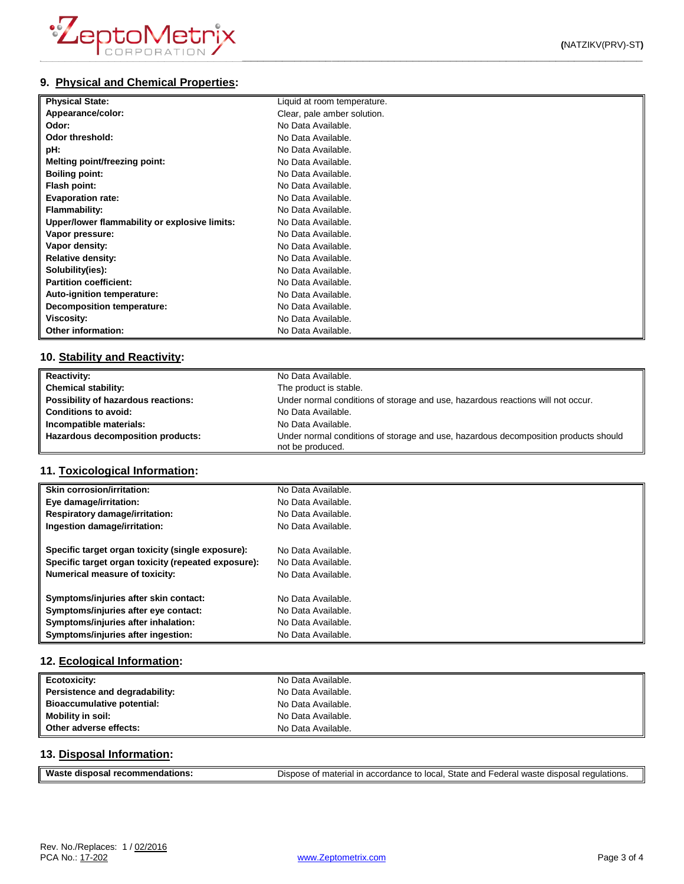## 9. Physical and Chemical Properties:

| | |
|---|---|
| **Physical State:** | Liquid at room temperature. |
| **Appearance/color:** | Clear, pale amber solution. |
| **Odor:** | No Data Available. |
| **Odor threshold:** | No Data Available. |
| **pH:** | No Data Available. |
| **Melting point/freezing point:** | No Data Available. |
| **Boiling point:** | No Data Available. |
| **Flash point:** | No Data Available. |
| **Evaporation rate:** | No Data Available. |
| **Flammability:** | No Data Available. |
| **Upper/lower flammability or explosive limits:** | No Data Available. |
| **Vapor pressure:** | No Data Available. |
| **Vapor density:** | No Data Available. |
| **Relative density:** | No Data Available. |
| **Solubility(ies):** | No Data Available. |
| **Partition coefficient:** | No Data Available. |
| **Auto-ignition temperature:** | No Data Available. |
| **Decomposition temperature:** | No Data Available. |
| **Viscosity:** | No Data Available. |
| **Other information:** | No Data Available. |

## 10. Stability and Reactivity:

| | |
|---|---|
| **Reactivity:** | No Data Available. |
| **Chemical stability:** | The product is stable. |
| **Possibility of hazardous reactions:** | Under normal conditions of storage and use, hazardous reactions will not occur. |
| **Conditions to avoid:** | No Data Available. |
| **Incompatible materials:** | No Data Available. |
| **Hazardous decomposition products:** | Under normal conditions of storage and use, hazardous decomposition products should not be produced. |

## 11. Toxicological Information:

| | |
|---|---|
| **Skin corrosion/irritation:** | No Data Available. |
| **Eye damage/irritation:** | No Data Available. |
| **Respiratory damage/irritation:** | No Data Available. |
| **Ingestion damage/irritation:** | No Data Available. |
| **Specific target organ toxicity (single exposure):** | No Data Available. |
| **Specific target organ toxicity (repeated exposure):** | No Data Available. |
| **Numerical measure of toxicity:** | No Data Available. |
| **Symptoms/injuries after skin contact:** | No Data Available. |
| **Symptoms/injuries after eye contact:** | No Data Available. |
| **Symptoms/injuries after inhalation:** | No Data Available. |
| **Symptoms/injuries after ingestion:** | No Data Available. |

## 12. Ecological Information:

| | |
|---|---|
| **Ecotoxicity:** | No Data Available. |
| **Persistence and degradability:** | No Data Available. |
| **Bioaccumulative potential:** | No Data Available. |
| **Mobility in soil:** | No Data Available. |
| **Other adverse effects:** | No Data Available. |

## 13. Disposal Information:

| | |
|---|---|
| **Waste disposal recommendations:** | Dispose of material in accordance to local, State and Federal waste disposal regulations. |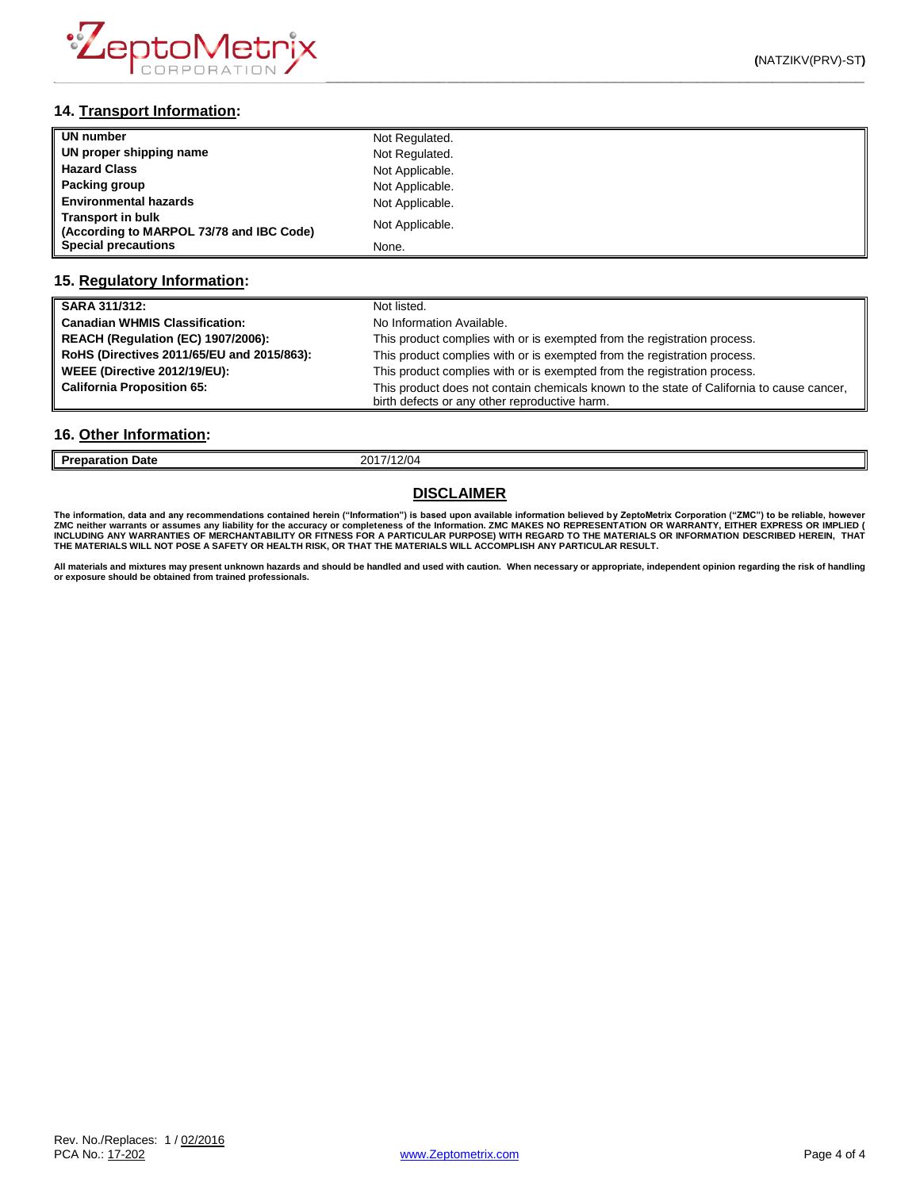## 14. Transport Information:

| | |
|---|---|
| **UN number** | Not Regulated. |
| **UN proper shipping name** | Not Regulated. |
| **Hazard Class** | Not Applicable. |
| **Packing group** | Not Applicable. |
| **Environmental hazards** | Not Applicable. |
| **Transport in bulk (According to MARPOL 73/78 and IBC Code)** | Not Applicable. |
| **Special precautions** | None. |

## 15. Regulatory Information:

| | |
|---|---|
| **SARA 311/312:** | Not listed. |
| **Canadian WHMIS Classification:** | No Information Available. |
| **REACH (Regulation (EC) 1907/2006):** | This product complies with or is exempted from the registration process. |
| **RoHS (Directives 2011/65/EU and 2015/863):** | This product complies with or is exempted from the registration process. |
| **WEEE (Directive 2012/19/EU):** | This product complies with or is exempted from the registration process. |
| **California Proposition 65:** | This product does not contain chemicals known to the state of California to cause cancer, birth defects or any other reproductive harm. |

## 16. Other Information:

| | |
|---|---|
| **Preparation Date** | 2017/12/04 |

## DISCLAIMER

**The information, data and any recommendations contained herein ("Information") is based upon available information believed by ZeptoMetrix Corporation ("ZMC") to be reliable, however ZMC neither warrants or assumes any liability for the accuracy or completeness of the Information. ZMC MAKES NO REPRESENTATION OR WARRANTY, EITHER EXPRESS OR IMPLIED ( INCLUDING ANY WARRANTIES OF MERCHANTABILITY OR FITNESS FOR A PARTICULAR PURPOSE) WITH REGARD TO THE MATERIALS OR INFORMATION DESCRIBED HEREIN, THAT THE MATERIALS WILL NOT POSE A SAFETY OR HEALTH RISK, OR THAT THE MATERIALS WILL ACCOMPLISH ANY PARTICULAR RESULT.**

**All materials and mixtures may present unknown hazards and should be handled and used with caution. When necessary or appropriate, independent opinion regarding the risk of handling or exposure should be obtained from trained professionals.**

Rev. No./Replaces: 1 / 02/2016
PCA No.: 17-202